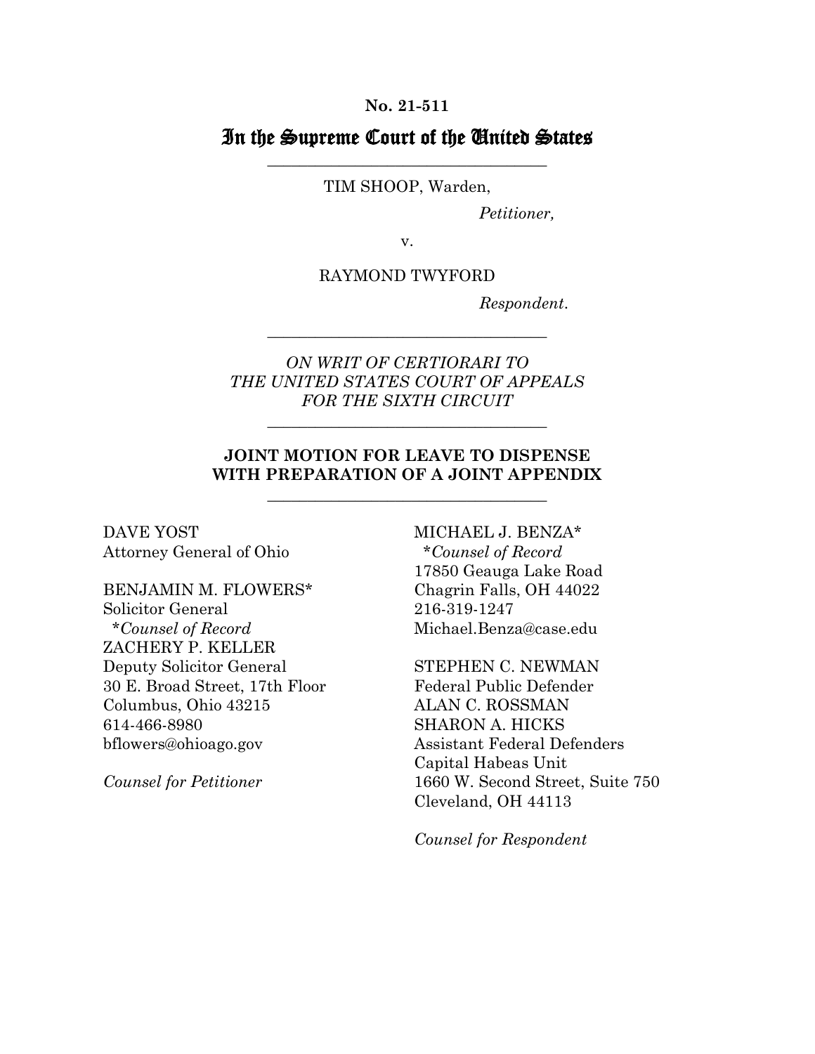**No. 21-511**

# In the Supreme Court of the United States

---

TIM SHOOP, Warden,

*Petitioner,*

v.

RAYMOND TWYFORD

*Respondent.*

---

*ON WRIT OF CERTIORARI TO THE UNITED STATES COURT OF APPEALS FOR THE SIXTH CIRCUIT*

---

**JOINT MOTION FOR LEAVE TO DISPENSE WITH PREPARATION OF A JOINT APPENDIX**

---

DAVE YOST
Attorney General of Ohio

BENJAMIN M. FLOWERS*
Solicitor General
*\*Counsel of Record*
ZACHERY P. KELLER
Deputy Solicitor General
30 E. Broad Street, 17th Floor
Columbus, Ohio 43215
614-466-8980
bflowers@ohioago.gov

*Counsel for Petitioner*

MICHAEL J. BENZA*
*\*Counsel of Record*
17850 Geauga Lake Road
Chagrin Falls, OH 44022
216-319-1247
Michael.Benza@case.edu

STEPHEN C. NEWMAN
Federal Public Defender
ALAN C. ROSSMAN
SHARON A. HICKS
Assistant Federal Defenders
Capital Habeas Unit
1660 W. Second Street, Suite 750
Cleveland, OH 44113

*Counsel for Respondent*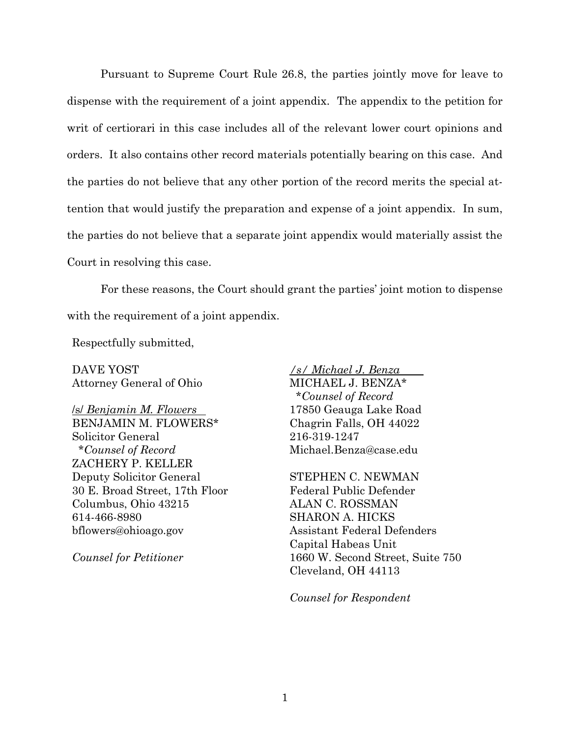Pursuant to Supreme Court Rule 26.8, the parties jointly move for leave to dispense with the requirement of a joint appendix. The appendix to the petition for writ of certiorari in this case includes all of the relevant lower court opinions and orders. It also contains other record materials potentially bearing on this case. And the parties do not believe that any other portion of the record merits the special attention that would justify the preparation and expense of a joint appendix. In sum, the parties do not believe that a separate joint appendix would materially assist the Court in resolving this case.

For these reasons, the Court should grant the parties' joint motion to dispense with the requirement of a joint appendix.

Respectfully submitted,

DAVE YOST
Attorney General of Ohio

/s/ *Benjamin M. Flowers*
BENJAMIN M. FLOWERS*
Solicitor General
*\*Counsel of Record*
ZACHERY P. KELLER
Deputy Solicitor General
30 E. Broad Street, 17th Floor
Columbus, Ohio 43215
614-466-8980
bflowers@ohioago.gov

*Counsel for Petitioner*

*/s/ Michael J. Benza*
MICHAEL J. BENZA*
*\*Counsel of Record*
17850 Geauga Lake Road
Chagrin Falls, OH 44022
216-319-1247
Michael.Benza@case.edu

STEPHEN C. NEWMAN
Federal Public Defender
ALAN C. ROSSMAN
SHARON A. HICKS
Assistant Federal Defenders
Capital Habeas Unit
1660 W. Second Street, Suite 750
Cleveland, OH 44113

*Counsel for Respondent*